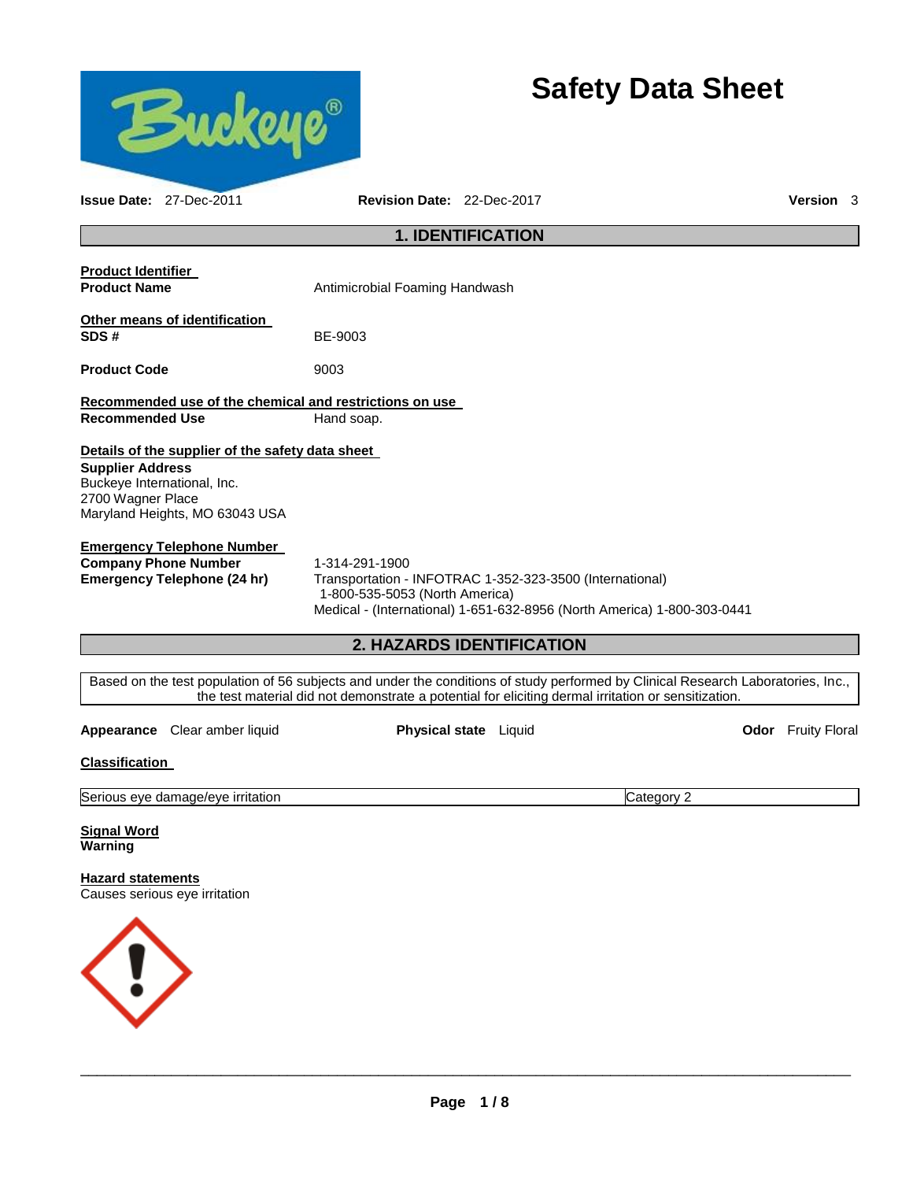# Safety Data Sheet

**Issue Date:** 27-Dec-2011 **Revision Date:** 22-Dec-2017 **Version** 3

## 1. IDENTIFICATION

**Product Identifier**

**Product Name** Antimicrobial Foaming Handwash

**Other means of identification**

**SDS #** BE-9003

**Product Code** 9003

**Recommended use of the chemical and restrictions on use**

**Recommended Use** Hand soap.

**Details of the supplier of the safety data sheet**

**Supplier Address**
Buckeye International, Inc.
2700 Wagner Place
Maryland Heights, MO 63043 USA

**Emergency Telephone Number**

**Company Phone Number** 1-314-291-1900

**Emergency Telephone (24 hr)** Transportation - INFOTRAC 1-352-323-3500 (International)
1-800-535-5053 (North America)
Medical - (International) 1-651-632-8956 (North America) 1-800-303-0441

## 2. HAZARDS IDENTIFICATION

Based on the test population of 56 subjects and under the conditions of study performed by Clinical Research Laboratories, Inc., the test material did not demonstrate a potential for eliciting dermal irritation or sensitization.

**Appearance** Clear amber liquid **Physical state** Liquid **Odor** Fruity Floral

**Classification**

| | |
|---|---|
| Serious eye damage/eye irritation | Category 2 |

**Signal Word**
**Warning**

**Hazard statements**
Causes serious eye irritation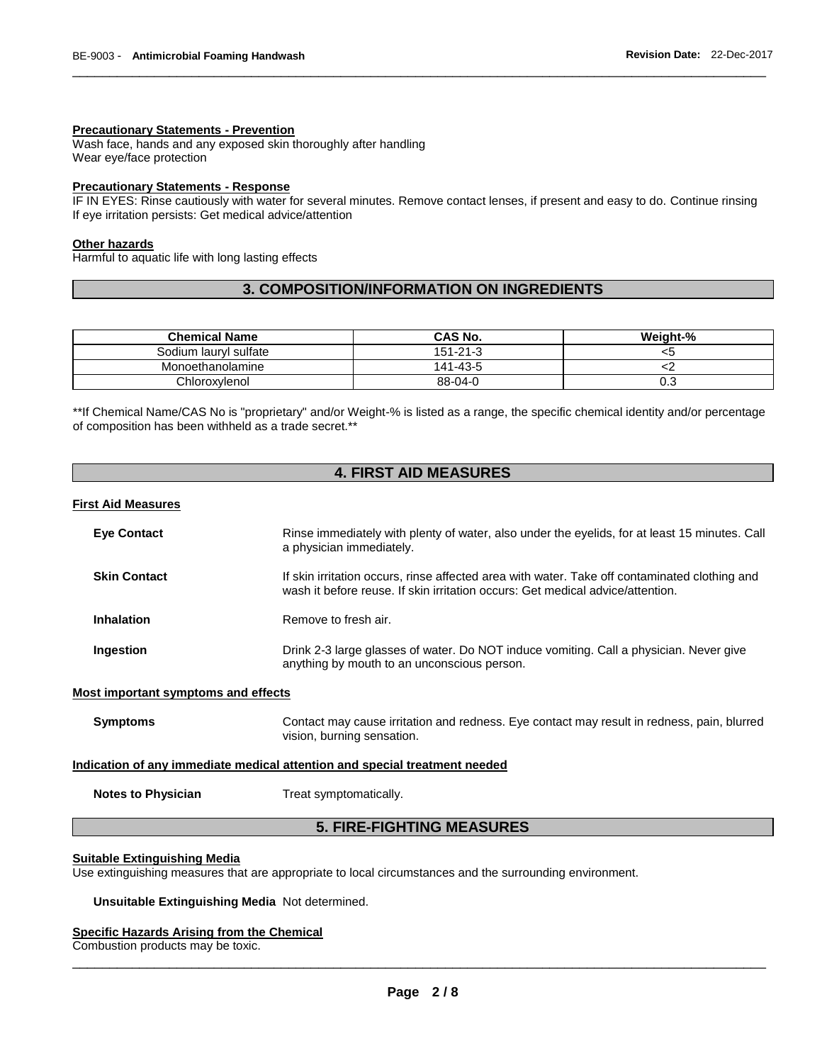#### Precautionary Statements - Prevention

Wash face, hands and any exposed skin thoroughly after handling
Wear eye/face protection

#### Precautionary Statements - Response

IF IN EYES: Rinse cautiously with water for several minutes. Remove contact lenses, if present and easy to do. Continue rinsing
If eye irritation persists: Get medical advice/attention

#### Other hazards

Harmful to aquatic life with long lasting effects

## 3. COMPOSITION/INFORMATION ON INGREDIENTS

| Chemical Name | CAS No. | Weight-% |
|---|---|---|
| Sodium lauryl sulfate | 151-21-3 | <5 |
| Monoethanolamine | 141-43-5 | <2 |
| Chloroxylenol | 88-04-0 | 0.3 |

**If Chemical Name/CAS No is "proprietary" and/or Weight-% is listed as a range, the specific chemical identity and/or percentage of composition has been withheld as a trade secret.**

## 4. FIRST AID MEASURES

#### First Aid Measures

**Eye Contact** Rinse immediately with plenty of water, also under the eyelids, for at least 15 minutes. Call a physician immediately.

**Skin Contact** If skin irritation occurs, rinse affected area with water. Take off contaminated clothing and wash it before reuse. If skin irritation occurs: Get medical advice/attention.

**Inhalation** Remove to fresh air.

**Ingestion** Drink 2-3 large glasses of water. Do NOT induce vomiting. Call a physician. Never give anything by mouth to an unconscious person.

#### Most important symptoms and effects

**Symptoms** Contact may cause irritation and redness. Eye contact may result in redness, pain, blurred vision, burning sensation.

#### Indication of any immediate medical attention and special treatment needed

**Notes to Physician** Treat symptomatically.

## 5. FIRE-FIGHTING MEASURES

#### Suitable Extinguishing Media

Use extinguishing measures that are appropriate to local circumstances and the surrounding environment.

**Unsuitable Extinguishing Media** Not determined.

#### Specific Hazards Arising from the Chemical

Combustion products may be toxic.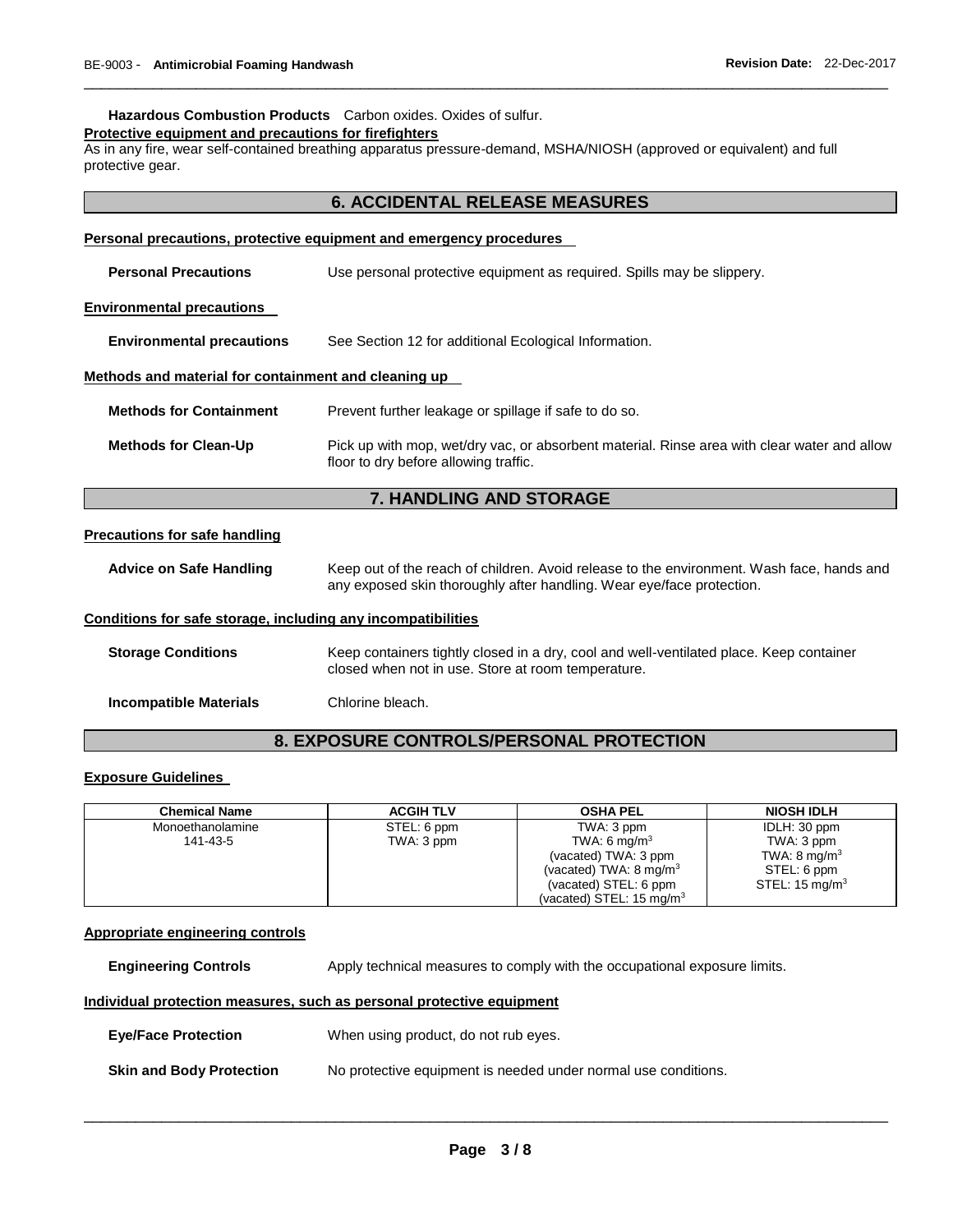**Hazardous Combustion Products** Carbon oxides. Oxides of sulfur.

**Protective equipment and precautions for firefighters**

As in any fire, wear self-contained breathing apparatus pressure-demand, MSHA/NIOSH (approved or equivalent) and full protective gear.

## 6. ACCIDENTAL RELEASE MEASURES

**Personal precautions, protective equipment and emergency procedures**

**Personal Precautions** Use personal protective equipment as required. Spills may be slippery.

**Environmental precautions**

**Environmental precautions** See Section 12 for additional Ecological Information.

**Methods and material for containment and cleaning up**

**Methods for Containment** Prevent further leakage or spillage if safe to do so.

**Methods for Clean-Up** Pick up with mop, wet/dry vac, or absorbent material. Rinse area with clear water and allow floor to dry before allowing traffic.

## 7. HANDLING AND STORAGE

**Precautions for safe handling**

**Advice on Safe Handling** Keep out of the reach of children. Avoid release to the environment. Wash face, hands and any exposed skin thoroughly after handling. Wear eye/face protection.

**Conditions for safe storage, including any incompatibilities**

**Storage Conditions** Keep containers tightly closed in a dry, cool and well-ventilated place. Keep container closed when not in use. Store at room temperature.

**Incompatible Materials** Chlorine bleach.

## 8. EXPOSURE CONTROLS/PERSONAL PROTECTION

**Exposure Guidelines**

| Chemical Name | ACGIH TLV | OSHA PEL | NIOSH IDLH |
|---|---|---|---|
| Monoethanolamine<br>141-43-5 | STEL: 6 ppm<br>TWA: 3 ppm | TWA: 3 ppm<br>TWA: 6 mg/m$^3$<br>(vacated) TWA: 3 ppm<br>(vacated) TWA: 8 mg/m$^3$<br>(vacated) STEL: 6 ppm<br>(vacated) STEL: 15 mg/m$^3$ | IDLH: 30 ppm<br>TWA: 3 ppm<br>TWA: 8 mg/m$^3$<br>STEL: 6 ppm<br>STEL: 15 mg/m$^3$ |

**Appropriate engineering controls**

**Engineering Controls** Apply technical measures to comply with the occupational exposure limits.

**Individual protection measures, such as personal protective equipment**

**Eye/Face Protection** When using product, do not rub eyes.

**Skin and Body Protection** No protective equipment is needed under normal use conditions.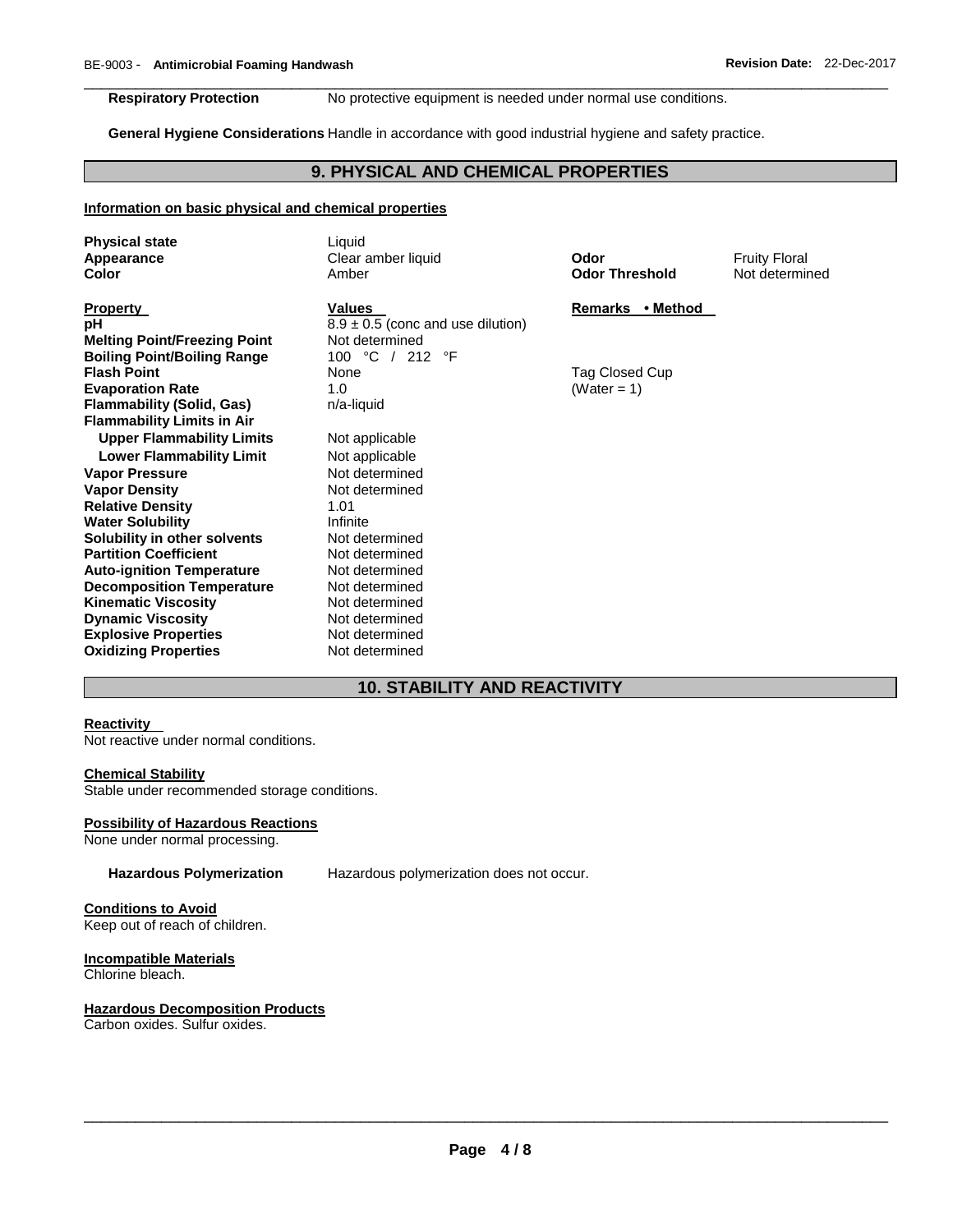**Respiratory Protection** No protective equipment is needed under normal use conditions.

**General Hygiene Considerations** Handle in accordance with good industrial hygiene and safety practice.

## 9. PHYSICAL AND CHEMICAL PROPERTIES

**Information on basic physical and chemical properties**

| | | | |
|---|---|---|---|
| **Physical state** | Liquid | | |
| **Appearance** | Clear amber liquid | **Odor** | Fruity Floral |
| **Color** | Amber | **Odor Threshold** | Not determined |

| **Property** | **Values** | **Remarks • Method** |
|---|---|---|
| **pH** | 8.9 ± 0.5 (conc and use dilution) | |
| **Melting Point/Freezing Point** | Not determined | |
| **Boiling Point/Boiling Range** | 100 °C / 212 °F | |
| **Flash Point** | None | Tag Closed Cup |
| **Evaporation Rate** | 1.0 | (Water = 1) |
| **Flammability (Solid, Gas)** | n/a-liquid | |
| **Flammability Limits in Air** | | |
| **Upper Flammability Limits** | Not applicable | |
| **Lower Flammability Limit** | Not applicable | |
| **Vapor Pressure** | Not determined | |
| **Vapor Density** | Not determined | |
| **Relative Density** | 1.01 | |
| **Water Solubility** | Infinite | |
| **Solubility in other solvents** | Not determined | |
| **Partition Coefficient** | Not determined | |
| **Auto-ignition Temperature** | Not determined | |
| **Decomposition Temperature** | Not determined | |
| **Kinematic Viscosity** | Not determined | |
| **Dynamic Viscosity** | Not determined | |
| **Explosive Properties** | Not determined | |
| **Oxidizing Properties** | Not determined | |

## 10. STABILITY AND REACTIVITY

**Reactivity**

Not reactive under normal conditions.

**Chemical Stability**

Stable under recommended storage conditions.

**Possibility of Hazardous Reactions**

None under normal processing.

**Hazardous Polymerization** Hazardous polymerization does not occur.

**Conditions to Avoid**

Keep out of reach of children.

**Incompatible Materials**

Chlorine bleach.

**Hazardous Decomposition Products**

Carbon oxides. Sulfur oxides.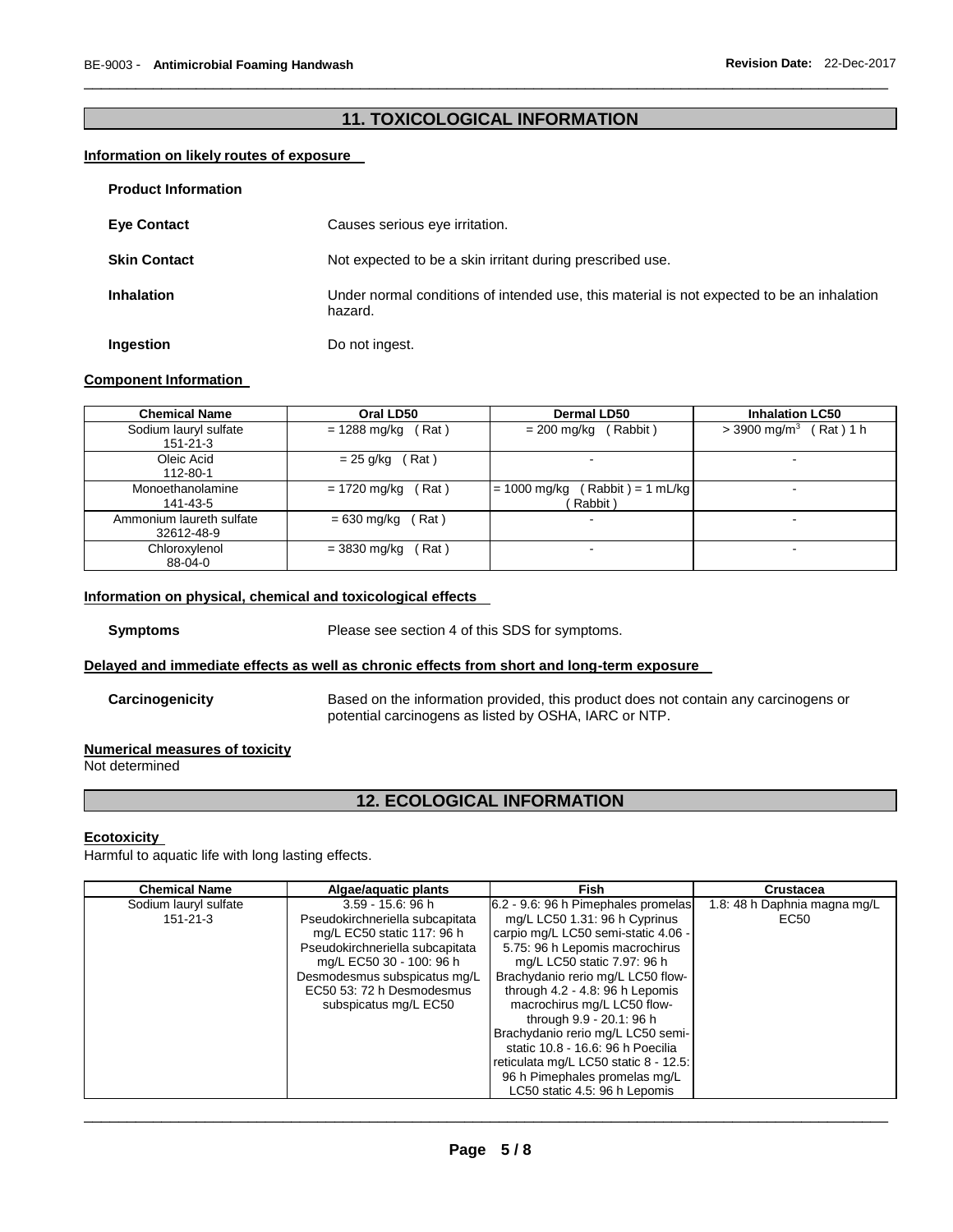## 11. TOXICOLOGICAL INFORMATION

### Information on likely routes of exposure

**Product Information**

**Eye Contact** Causes serious eye irritation.

**Skin Contact** Not expected to be a skin irritant during prescribed use.

**Inhalation** Under normal conditions of intended use, this material is not expected to be an inhalation hazard.

**Ingestion** Do not ingest.

### Component Information

| Chemical Name | Oral LD50 | Dermal LD50 | Inhalation LC50 |
|---|---|---|---|
| Sodium lauryl sulfate 151-21-3 | = 1288 mg/kg ( Rat ) | = 200 mg/kg ( Rabbit ) | > 3900 mg/m$^3$ ( Rat ) 1 h |
| Oleic Acid 112-80-1 | = 25 g/kg ( Rat ) | - | - |
| Monoethanolamine 141-43-5 | = 1720 mg/kg ( Rat ) | = 1000 mg/kg ( Rabbit ) = 1 mL/kg ( Rabbit ) | - |
| Ammonium laureth sulfate 32612-48-9 | = 630 mg/kg ( Rat ) | - | - |
| Chloroxylenol 88-04-0 | = 3830 mg/kg ( Rat ) | - | - |

### Information on physical, chemical and toxicological effects

**Symptoms** Please see section 4 of this SDS for symptoms.

### Delayed and immediate effects as well as chronic effects from short and long-term exposure

**Carcinogenicity** Based on the information provided, this product does not contain any carcinogens or potential carcinogens as listed by OSHA, IARC or NTP.

### Numerical measures of toxicity

Not determined

## 12. ECOLOGICAL INFORMATION

### Ecotoxicity

Harmful to aquatic life with long lasting effects.

| Chemical Name | Algae/aquatic plants | Fish | Crustacea |
|---|---|---|---|
| Sodium lauryl sulfate 151-21-3 | 3.59 - 15.6: 96 h Pseudokirchneriella subcapitata mg/L EC50 static 117: 96 h Pseudokirchneriella subcapitata mg/L EC50 30 - 100: 96 h Desmodesmus subspicatus mg/L EC50 53: 72 h Desmodesmus subspicatus mg/L EC50 | 6.2 - 9.6: 96 h Pimephales promelas mg/L LC50 1.31: 96 h Cyprinus carpio mg/L LC50 semi-static 4.06 - 5.75: 96 h Lepomis macrochirus mg/L LC50 static 7.97: 96 h Brachydanio rerio mg/L LC50 flow-through 4.2 - 4.8: 96 h Lepomis macrochirus mg/L LC50 flow-through 9.9 - 20.1: 96 h Brachydanio rerio mg/L LC50 semi-static 10.8 - 16.6: 96 h Poecilia reticulata mg/L LC50 static 8 - 12.5: 96 h Pimephales promelas mg/L LC50 static 4.5: 96 h Lepomis | 1.8: 48 h Daphnia magna mg/L EC50 |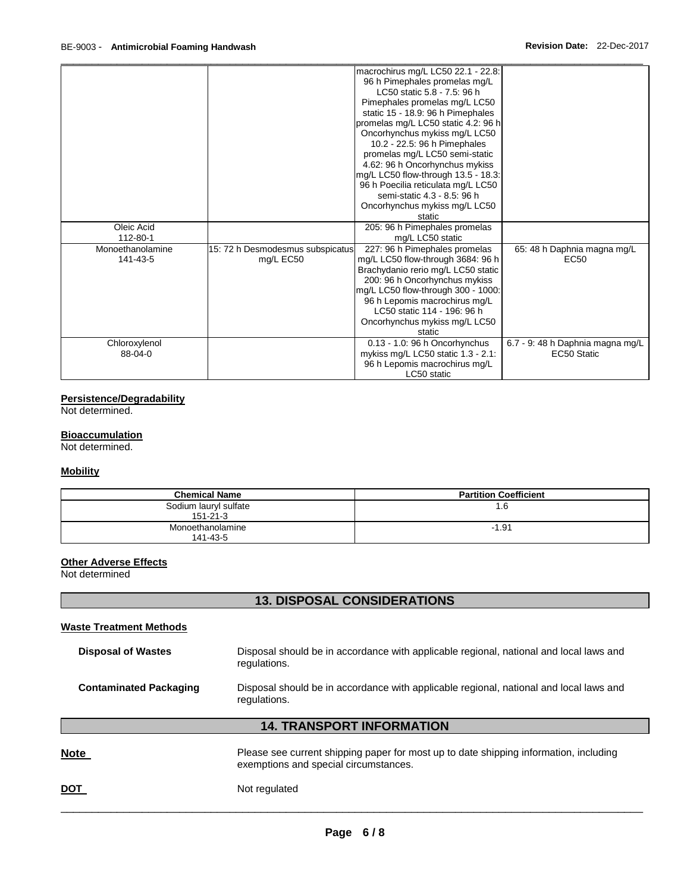| | | | |
|---|---|---|---|
| | | macrochirus mg/L LC50 22.1 - 22.8: 96 h Pimephales promelas mg/L LC50 static 5.8 - 7.5: 96 h Pimephales promelas mg/L LC50 static 15 - 18.9: 96 h Pimephales promelas mg/L LC50 static 4.2: 96 h Oncorhynchus mykiss mg/L LC50 10.2 - 22.5: 96 h Pimephales promelas mg/L LC50 semi-static 4.62: 96 h Oncorhynchus mykiss mg/L LC50 flow-through 13.5 - 18.3: 96 h Poecilia reticulata mg/L LC50 semi-static 4.3 - 8.5: 96 h Oncorhynchus mykiss mg/L LC50 static | |
| Oleic Acid<br>112-80-1 | | 205: 96 h Pimephales promelas mg/L LC50 static | |
| Monoethanolamine<br>141-43-5 | 15: 72 h Desmodesmus subspicatus mg/L EC50 | 227: 96 h Pimephales promelas mg/L LC50 flow-through 3684: 96 h Brachydanio rerio mg/L LC50 static 200: 96 h Oncorhynchus mykiss mg/L LC50 flow-through 300 - 1000: 96 h Lepomis macrochirus mg/L LC50 static 114 - 196: 96 h Oncorhynchus mykiss mg/L LC50 static | 65: 48 h Daphnia magna mg/L EC50 |
| Chloroxylenol<br>88-04-0 | | 0.13 - 1.0: 96 h Oncorhynchus mykiss mg/L LC50 static 1.3 - 2.1: 96 h Lepomis macrochirus mg/L LC50 static | 6.7 - 9: 48 h Daphnia magna mg/L EC50 Static |

**Persistence/Degradability**

Not determined.

**Bioaccumulation**

Not determined.

**Mobility**

| Chemical Name | Partition Coefficient |
|---|---|
| Sodium lauryl sulfate<br>151-21-3 | 1.6 |
| Monoethanolamine<br>141-43-5 | -1.91 |

**Other Adverse Effects**

Not determined

## 13. DISPOSAL CONSIDERATIONS

**Waste Treatment Methods**

**Disposal of Wastes** Disposal should be in accordance with applicable regional, national and local laws and regulations.

**Contaminated Packaging** Disposal should be in accordance with applicable regional, national and local laws and regulations.

## 14. TRANSPORT INFORMATION

**Note** Please see current shipping paper for most up to date shipping information, including exemptions and special circumstances.

**DOT** Not regulated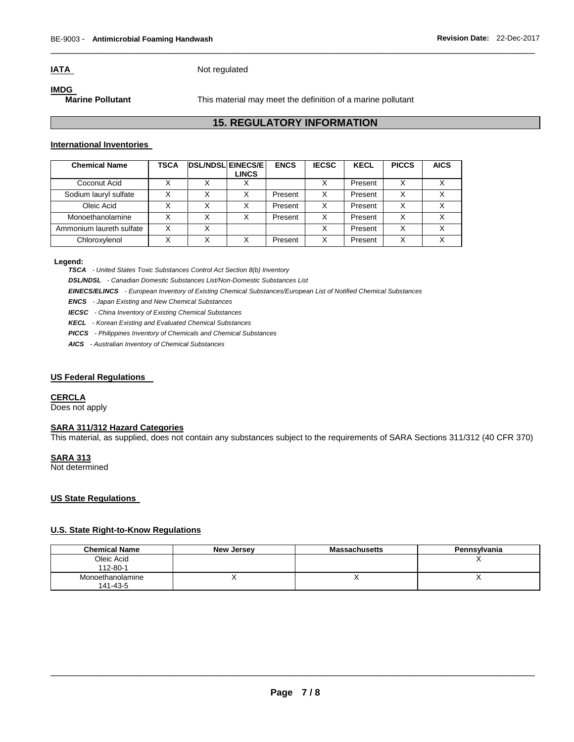**IATA** Not regulated

**IMDG**

**Marine Pollutant** This material may meet the definition of a marine pollutant

## 15. REGULATORY INFORMATION

### International Inventories

| Chemical Name | TSCA | DSL/NDSL | EINECS/ELINCS | ENCS | IECSC | KECL | PICCS | AICS |
|---|---|---|---|---|---|---|---|---|
| Coconut Acid | X | X | X | | X | Present | X | X |
| Sodium lauryl sulfate | X | X | X | Present | X | Present | X | X |
| Oleic Acid | X | X | X | Present | X | Present | X | X |
| Monoethanolamine | X | X | X | Present | X | Present | X | X |
| Ammonium laureth sulfate | X | X | | | X | Present | X | X |
| Chloroxylenol | X | X | X | Present | X | Present | X | X |

**Legend:**

***TSCA*** *- United States Toxic Substances Control Act Section 8(b) Inventory*

***DSL/NDSL*** *- Canadian Domestic Substances List/Non-Domestic Substances List*

***EINECS/ELINCS*** *- European Inventory of Existing Chemical Substances/European List of Notified Chemical Substances*

***ENCS*** *- Japan Existing and New Chemical Substances*

***IECSC*** *- China Inventory of Existing Chemical Substances*

***KECL*** *- Korean Existing and Evaluated Chemical Substances*

***PICCS*** *- Philippines Inventory of Chemicals and Chemical Substances*

***AICS*** *- Australian Inventory of Chemical Substances*

### US Federal Regulations

**CERCLA**

Does not apply

**SARA 311/312 Hazard Categories**

This material, as supplied, does not contain any substances subject to the requirements of SARA Sections 311/312 (40 CFR 370)

**SARA 313**

Not determined

### US State Regulations

### U.S. State Right-to-Know Regulations

| Chemical Name | New Jersey | Massachusetts | Pennsylvania |
|---|---|---|---|
| Oleic Acid 112-80-1 | | | X |
| Monoethanolamine 141-43-5 | X | X | X |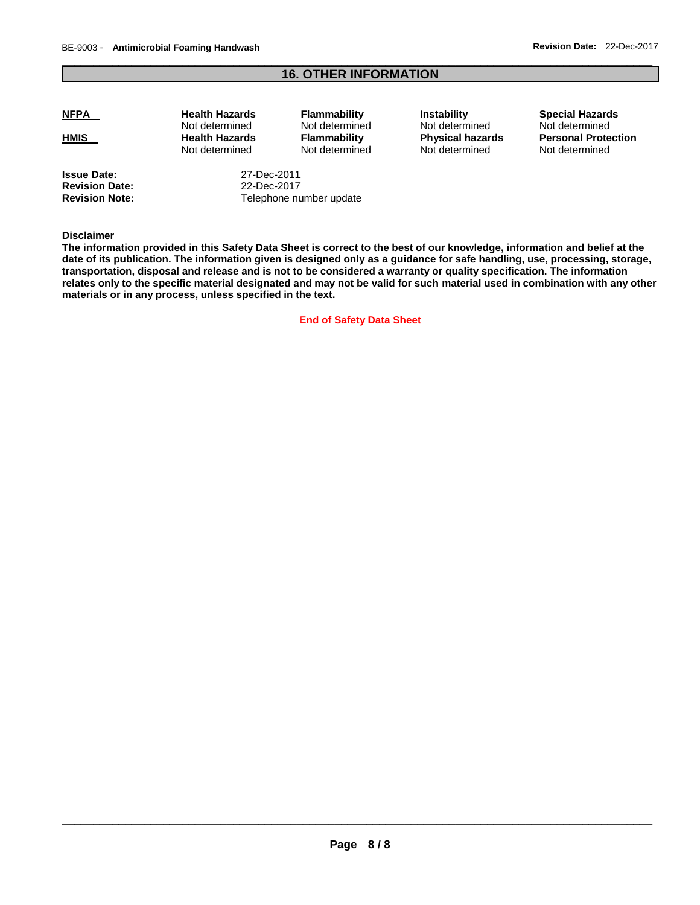## 16. OTHER INFORMATION

| | | | | |
|---|---|---|---|---|
| **NFPA** | **Health Hazards** | **Flammability** | **Instability** | **Special Hazards** |
| | Not determined | Not determined | Not determined | Not determined |
| **HMIS** | **Health Hazards** | **Flammability** | **Physical hazards** | **Personal Protection** |
| | Not determined | Not determined | Not determined | Not determined |

**Issue Date:** 27-Dec-2011
**Revision Date:** 22-Dec-2017
**Revision Note:** Telephone number update

**Disclaimer**

**The information provided in this Safety Data Sheet is correct to the best of our knowledge, information and belief at the date of its publication. The information given is designed only as a guidance for safe handling, use, processing, storage, transportation, disposal and release and is not to be considered a warranty or quality specification. The information relates only to the specific material designated and may not be valid for such material used in combination with any other materials or in any process, unless specified in the text.**

**End of Safety Data Sheet**